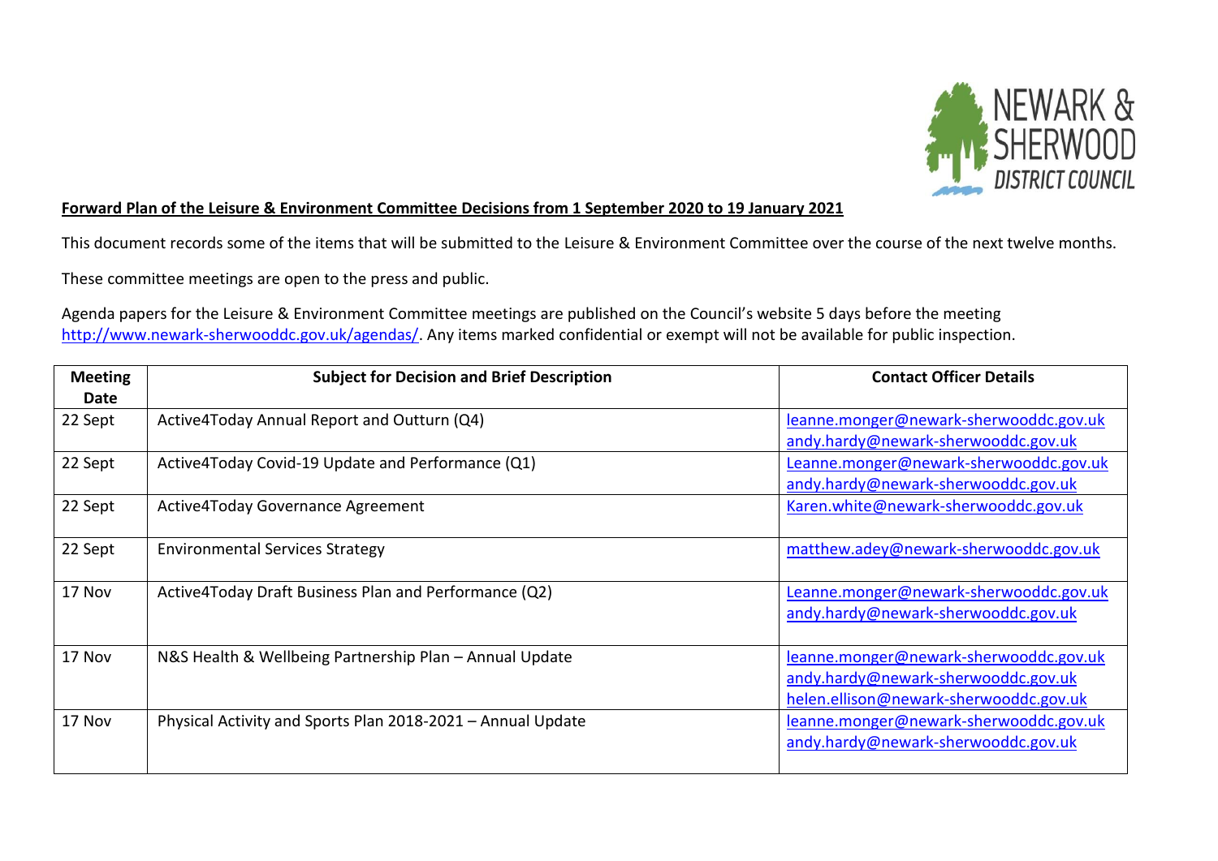**Forward Plan of the Leisure & Environment Committee Decisions from 1 September 2020 to 19 January 2021**

This document records some of the items that will be submitted to the Leisure & Environment Committee over the course of the next twelve months.

These committee meetings are open to the press and public.

Agenda papers for the Leisure & Environment Committee meetings are published on the Council's website 5 days before the meeting http://www.newark-sherwooddc.gov.uk/agendas/. Any items marked confidential or exempt will not be available for public inspection.

| Meeting Date | Subject for Decision and Brief Description | Contact Officer Details |
|---|---|---|
| 22 Sept | Active4Today Annual Report and Outturn (Q4) | leanne.monger@newark-sherwooddc.gov.uk andy.hardy@newark-sherwooddc.gov.uk |
| 22 Sept | Active4Today Covid-19 Update and Performance (Q1) | Leanne.monger@newark-sherwooddc.gov.uk andy.hardy@newark-sherwooddc.gov.uk |
| 22 Sept | Active4Today Governance Agreement | Karen.white@newark-sherwooddc.gov.uk |
| 22 Sept | Environmental Services Strategy | matthew.adey@newark-sherwooddc.gov.uk |
| 17 Nov | Active4Today Draft Business Plan and Performance (Q2) | Leanne.monger@newark-sherwooddc.gov.uk andy.hardy@newark-sherwooddc.gov.uk |
| 17 Nov | N&S Health & Wellbeing Partnership Plan – Annual Update | leanne.monger@newark-sherwooddc.gov.uk andy.hardy@newark-sherwooddc.gov.uk helen.ellison@newark-sherwooddc.gov.uk |
| 17 Nov | Physical Activity and Sports Plan 2018-2021 – Annual Update | leanne.monger@newark-sherwooddc.gov.uk andy.hardy@newark-sherwooddc.gov.uk |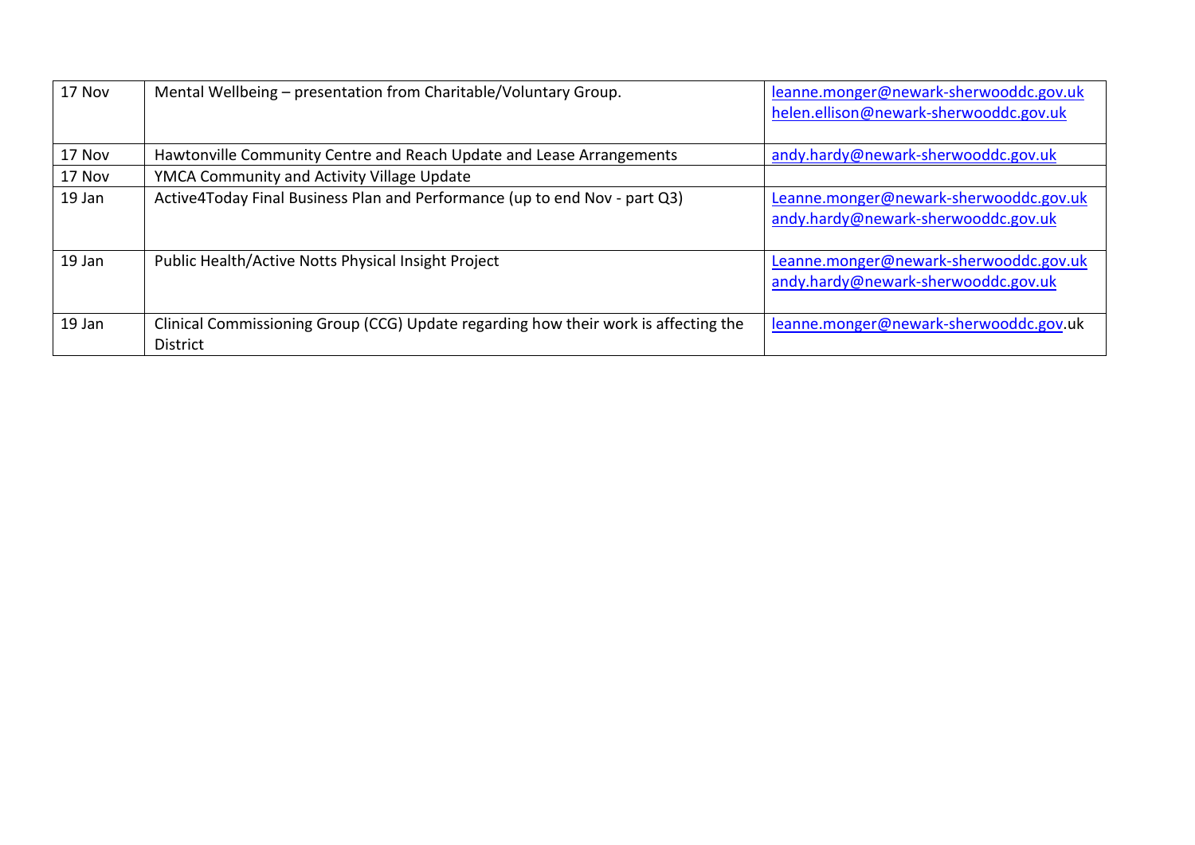| | | |
|---|---|---|
| 17 Nov | Mental Wellbeing – presentation from Charitable/Voluntary Group. | leanne.monger@newark-sherwooddc.gov.uk<br>helen.ellison@newark-sherwooddc.gov.uk |
| 17 Nov | Hawtonville Community Centre and Reach Update and Lease Arrangements | andy.hardy@newark-sherwooddc.gov.uk |
| 17 Nov | YMCA Community and Activity Village Update | |
| 19 Jan | Active4Today Final Business Plan and Performance (up to end Nov - part Q3) | Leanne.monger@newark-sherwooddc.gov.uk<br>andy.hardy@newark-sherwooddc.gov.uk |
| 19 Jan | Public Health/Active Notts Physical Insight Project | Leanne.monger@newark-sherwooddc.gov.uk<br>andy.hardy@newark-sherwooddc.gov.uk |
| 19 Jan | Clinical Commissioning Group (CCG) Update regarding how their work is affecting the District | leanne.monger@newark-sherwooddc.gov.uk |